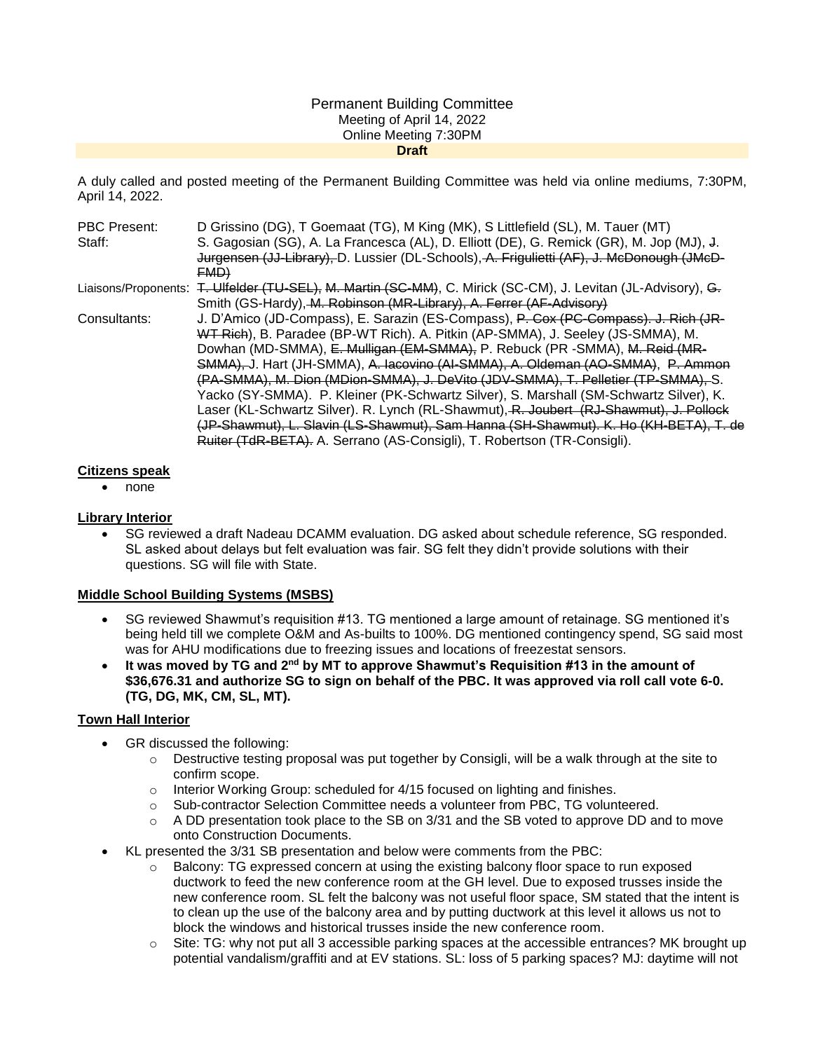Permanent Building Committee
Meeting of April 14, 2022
Online Meeting 7:30PM
**Draft**

A duly called and posted meeting of the Permanent Building Committee was held via online mediums, 7:30PM, April 14, 2022.

| | |
|---|---|
| PBC Present: | D Grissino (DG), T Goemaat (TG), M King (MK), S Littlefield (SL), M. Tauer (MT) |
| Staff: | S. Gagosian (SG), A. La Francesca (AL), D. Elliott (DE), G. Remick (GR), M. Jop (MJ), ~~J. Jurgensen (JJ-Library),~~ D. Lussier (DL-Schools), ~~A. Frigulietti (AF), J. McDonough (JMcD-FMD)~~ |
| Liaisons/Proponents: | ~~T. Ulfelder (TU-SEL), M. Martin (SC-MM)~~, C. Mirick (SC-CM), J. Levitan (JL-Advisory), ~~G.~~ Smith (GS-Hardy), ~~M. Robinson (MR-Library), A. Ferrer (AF-Advisory)~~ |
| Consultants: | J. D'Amico (JD-Compass), E. Sarazin (ES-Compass), ~~P. Cox (PC-Compass). J. Rich (JR-WT Rich)~~, B. Paradee (BP-WT Rich). A. Pitkin (AP-SMMA), J. Seeley (JS-SMMA), M. Dowhan (MD-SMMA), ~~E. Mulligan (EM-SMMA),~~ P. Rebuck (PR -SMMA), ~~M. Reid (MR-SMMA),~~ J. Hart (JH-SMMA), ~~A. Iacovino (AI-SMMA), A. Oldeman (AO-SMMA), P. Ammon (PA-SMMA), M. Dion (MDion-SMMA), J. DeVito (JDV-SMMA), T. Pelletier (TP-SMMA),~~ S. Yacko (SY-SMMA). P. Kleiner (PK-Schwartz Silver), S. Marshall (SM-Schwartz Silver), K. Laser (KL-Schwartz Silver). R. Lynch (RL-Shawmut), ~~R. Joubert (RJ-Shawmut), J. Pollock (JP-Shawmut), L. Slavin (LS-Shawmut), Sam Hanna (SH-Shawmut). K. Ho (KH-BETA), T. de Ruiter (TdR-BETA).~~ A. Serrano (AS-Consigli), T. Robertson (TR-Consigli). |

**Citizens speak**

- none

**Library Interior**

- SG reviewed a draft Nadeau DCAMM evaluation. DG asked about schedule reference, SG responded. SL asked about delays but felt evaluation was fair. SG felt they didn't provide solutions with their questions. SG will file with State.

**Middle School Building Systems (MSBS)**

- SG reviewed Shawmut's requisition #13. TG mentioned a large amount of retainage. SG mentioned it's being held till we complete O&M and As-builts to 100%. DG mentioned contingency spend, SG said most was for AHU modifications due to freezing issues and locations of freezestat sensors.
- **It was moved by TG and 2nd by MT to approve Shawmut's Requisition #13 in the amount of \$36,676.31 and authorize SG to sign on behalf of the PBC. It was approved via roll call vote 6-0. (TG, DG, MK, CM, SL, MT).**

**Town Hall Interior**

- GR discussed the following:
  - Destructive testing proposal was put together by Consigli, will be a walk through at the site to confirm scope.
  - Interior Working Group: scheduled for 4/15 focused on lighting and finishes.
  - Sub-contractor Selection Committee needs a volunteer from PBC, TG volunteered.
  - A DD presentation took place to the SB on 3/31 and the SB voted to approve DD and to move onto Construction Documents.
- KL presented the 3/31 SB presentation and below were comments from the PBC:
  - Balcony: TG expressed concern at using the existing balcony floor space to run exposed ductwork to feed the new conference room at the GH level. Due to exposed trusses inside the new conference room. SL felt the balcony was not useful floor space, SM stated that the intent is to clean up the use of the balcony area and by putting ductwork at this level it allows us not to block the windows and historical trusses inside the new conference room.
  - Site: TG: why not put all 3 accessible parking spaces at the accessible entrances? MK brought up potential vandalism/graffiti and at EV stations. SL: loss of 5 parking spaces? MJ: daytime will not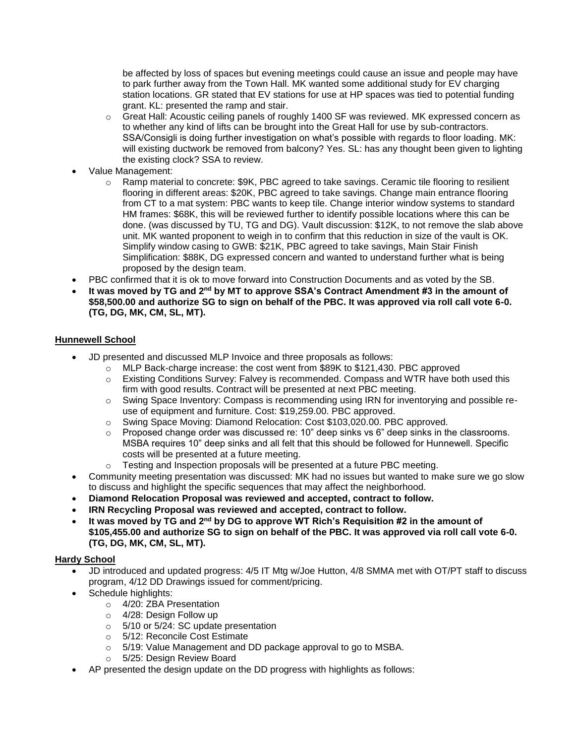be affected by loss of spaces but evening meetings could cause an issue and people may have to park further away from the Town Hall. MK wanted some additional study for EV charging station locations. GR stated that EV stations for use at HP spaces was tied to potential funding grant. KL: presented the ramp and stair.

  - Great Hall: Acoustic ceiling panels of roughly 1400 SF was reviewed. MK expressed concern as to whether any kind of lifts can be brought into the Great Hall for use by sub-contractors. SSA/Consigli is doing further investigation on what's possible with regards to floor loading. MK: will existing ductwork be removed from balcony? Yes. SL: has any thought been given to lighting the existing clock? SSA to review.
- Value Management:
  - Ramp material to concrete: $9K, PBC agreed to take savings. Ceramic tile flooring to resilient flooring in different areas: $20K, PBC agreed to take savings. Change main entrance flooring from CT to a mat system: PBC wants to keep tile. Change interior window systems to standard HM frames: $68K, this will be reviewed further to identify possible locations where this can be done. (was discussed by TU, TG and DG). Vault discussion: $12K, to not remove the slab above unit. MK wanted proponent to weigh in to confirm that this reduction in size of the vault is OK. Simplify window casing to GWB: $21K, PBC agreed to take savings, Main Stair Finish Simplification: $88K, DG expressed concern and wanted to understand further what is being proposed by the design team.
- PBC confirmed that it is ok to move forward into Construction Documents and as voted by the SB.
- **It was moved by TG and 2nd by MT to approve SSA's Contract Amendment #3 in the amount of $58,500.00 and authorize SG to sign on behalf of the PBC. It was approved via roll call vote 6-0. (TG, DG, MK, CM, SL, MT).**

**Hunnewell School**

- JD presented and discussed MLP Invoice and three proposals as follows:
  - MLP Back-charge increase: the cost went from $89K to $121,430. PBC approved
  - Existing Conditions Survey: Falvey is recommended. Compass and WTR have both used this firm with good results. Contract will be presented at next PBC meeting.
  - Swing Space Inventory: Compass is recommending using IRN for inventorying and possible re-use of equipment and furniture. Cost: $19,259.00. PBC approved.
  - Swing Space Moving: Diamond Relocation: Cost $103,020.00. PBC approved.
  - Proposed change order was discussed re: 10" deep sinks vs 6" deep sinks in the classrooms. MSBA requires 10" deep sinks and all felt that this should be followed for Hunnewell. Specific costs will be presented at a future meeting.
  - Testing and Inspection proposals will be presented at a future PBC meeting.
- Community meeting presentation was discussed: MK had no issues but wanted to make sure we go slow to discuss and highlight the specific sequences that may affect the neighborhood.
- **Diamond Relocation Proposal was reviewed and accepted, contract to follow.**
- **IRN Recycling Proposal was reviewed and accepted, contract to follow.**
- **It was moved by TG and 2nd by DG to approve WT Rich's Requisition #2 in the amount of $105,455.00 and authorize SG to sign on behalf of the PBC. It was approved via roll call vote 6-0. (TG, DG, MK, CM, SL, MT).**

**Hardy School**

- JD introduced and updated progress: 4/5 IT Mtg w/Joe Hutton, 4/8 SMMA met with OT/PT staff to discuss program, 4/12 DD Drawings issued for comment/pricing.
- Schedule highlights:
  - 4/20: ZBA Presentation
  - 4/28: Design Follow up
  - 5/10 or 5/24: SC update presentation
  - 5/12: Reconcile Cost Estimate
  - 5/19: Value Management and DD package approval to go to MSBA.
  - 5/25: Design Review Board
- AP presented the design update on the DD progress with highlights as follows: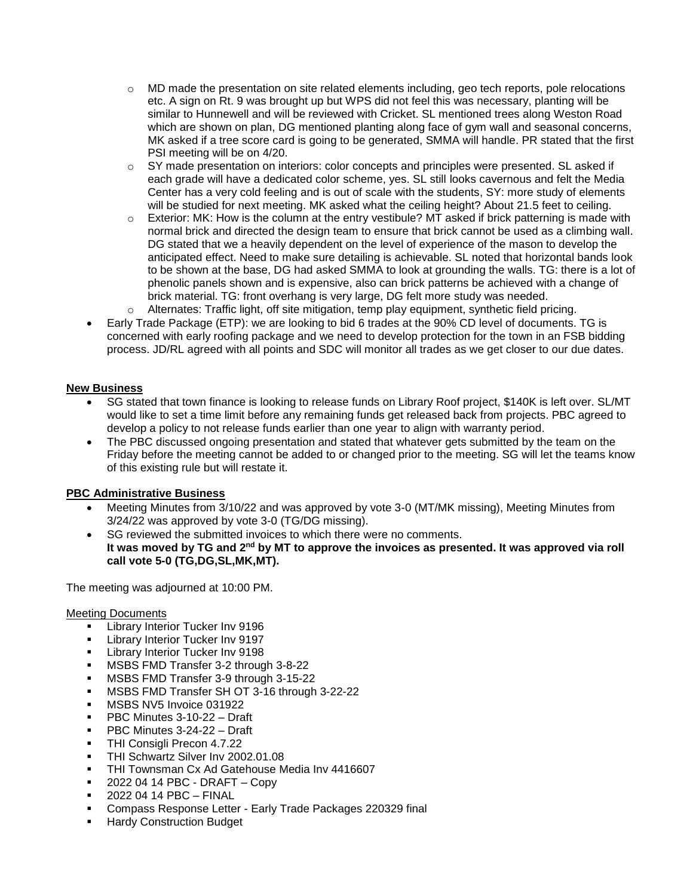- MD made the presentation on site related elements including, geo tech reports, pole relocations etc. A sign on Rt. 9 was brought up but WPS did not feel this was necessary, planting will be similar to Hunnewell and will be reviewed with Cricket. SL mentioned trees along Weston Road which are shown on plan, DG mentioned planting along face of gym wall and seasonal concerns, MK asked if a tree score card is going to be generated, SMMA will handle. PR stated that the first PSI meeting will be on 4/20.
    - SY made presentation on interiors: color concepts and principles were presented. SL asked if each grade will have a dedicated color scheme, yes. SL still looks cavernous and felt the Media Center has a very cold feeling and is out of scale with the students, SY: more study of elements will be studied for next meeting. MK asked what the ceiling height? About 21.5 feet to ceiling.
    - Exterior: MK: How is the column at the entry vestibule? MT asked if brick patterning is made with normal brick and directed the design team to ensure that brick cannot be used as a climbing wall. DG stated that we a heavily dependent on the level of experience of the mason to develop the anticipated effect. Need to make sure detailing is achievable. SL noted that horizontal bands look to be shown at the base, DG had asked SMMA to look at grounding the walls. TG: there is a lot of phenolic panels shown and is expensive, also can brick patterns be achieved with a change of brick material. TG: front overhang is very large, DG felt more study was needed.
    - Alternates: Traffic light, off site mitigation, temp play equipment, synthetic field pricing.
- Early Trade Package (ETP): we are looking to bid 6 trades at the 90% CD level of documents. TG is concerned with early roofing package and we need to develop protection for the town in an FSB bidding process. JD/RL agreed with all points and SDC will monitor all trades as we get closer to our due dates.

**New Business**

- SG stated that town finance is looking to release funds on Library Roof project, $140K is left over. SL/MT would like to set a time limit before any remaining funds get released back from projects. PBC agreed to develop a policy to not release funds earlier than one year to align with warranty period.
- The PBC discussed ongoing presentation and stated that whatever gets submitted by the team on the Friday before the meeting cannot be added to or changed prior to the meeting. SG will let the teams know of this existing rule but will restate it.

**PBC Administrative Business**

- Meeting Minutes from 3/10/22 and was approved by vote 3-0 (MT/MK missing), Meeting Minutes from 3/24/22 was approved by vote 3-0 (TG/DG missing).
- SG reviewed the submitted invoices to which there were no comments.
  **It was moved by TG and 2nd by MT to approve the invoices as presented. It was approved via roll call vote 5-0 (TG,DG,SL,MK,MT).**

The meeting was adjourned at 10:00 PM.

Meeting Documents

- Library Interior Tucker Inv 9196
- Library Interior Tucker Inv 9197
- Library Interior Tucker Inv 9198
- MSBS FMD Transfer 3-2 through 3-8-22
- MSBS FMD Transfer 3-9 through 3-15-22
- MSBS FMD Transfer SH OT 3-16 through 3-22-22
- MSBS NV5 Invoice 031922
- PBC Minutes 3-10-22 – Draft
- PBC Minutes 3-24-22 – Draft
- THI Consigli Precon 4.7.22
- THI Schwartz Silver Inv 2002.01.08
- THI Townsman Cx Ad Gatehouse Media Inv 4416607
- 2022 04 14 PBC - DRAFT – Copy
- 2022 04 14 PBC – FINAL
- Compass Response Letter - Early Trade Packages 220329 final
- Hardy Construction Budget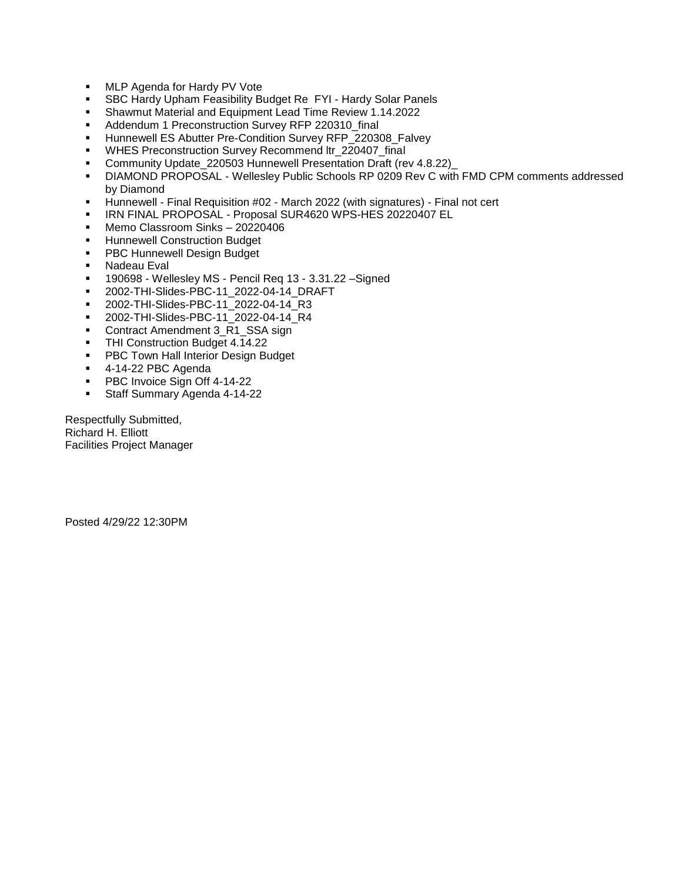- MLP Agenda for Hardy PV Vote
- SBC Hardy Upham Feasibility Budget Re  FYI - Hardy Solar Panels
- Shawmut Material and Equipment Lead Time Review 1.14.2022
- Addendum 1 Preconstruction Survey RFP 220310_final
- Hunnewell ES Abutter Pre-Condition Survey RFP_220308_Falvey
- WHES Preconstruction Survey Recommend ltr_220407_final
- Community Update_220503 Hunnewell Presentation Draft (rev 4.8.22)_
- DIAMOND PROPOSAL - Wellesley Public Schools RP 0209 Rev C with FMD CPM comments addressed by Diamond
- Hunnewell - Final Requisition #02 - March 2022 (with signatures) - Final not cert
- IRN FINAL PROPOSAL - Proposal SUR4620 WPS-HES 20220407 EL
- Memo Classroom Sinks – 20220406
- Hunnewell Construction Budget
- PBC Hunnewell Design Budget
- Nadeau Eval
- 190698 - Wellesley MS - Pencil Req 13 - 3.31.22 –Signed
- 2002-THI-Slides-PBC-11_2022-04-14_DRAFT
- 2002-THI-Slides-PBC-11_2022-04-14_R3
- 2002-THI-Slides-PBC-11_2022-04-14_R4
- Contract Amendment 3_R1_SSA sign
- THI Construction Budget 4.14.22
- PBC Town Hall Interior Design Budget
- 4-14-22 PBC Agenda
- PBC Invoice Sign Off 4-14-22
- Staff Summary Agenda 4-14-22

Respectfully Submitted,
Richard H. Elliott
Facilities Project Manager

Posted 4/29/22 12:30PM